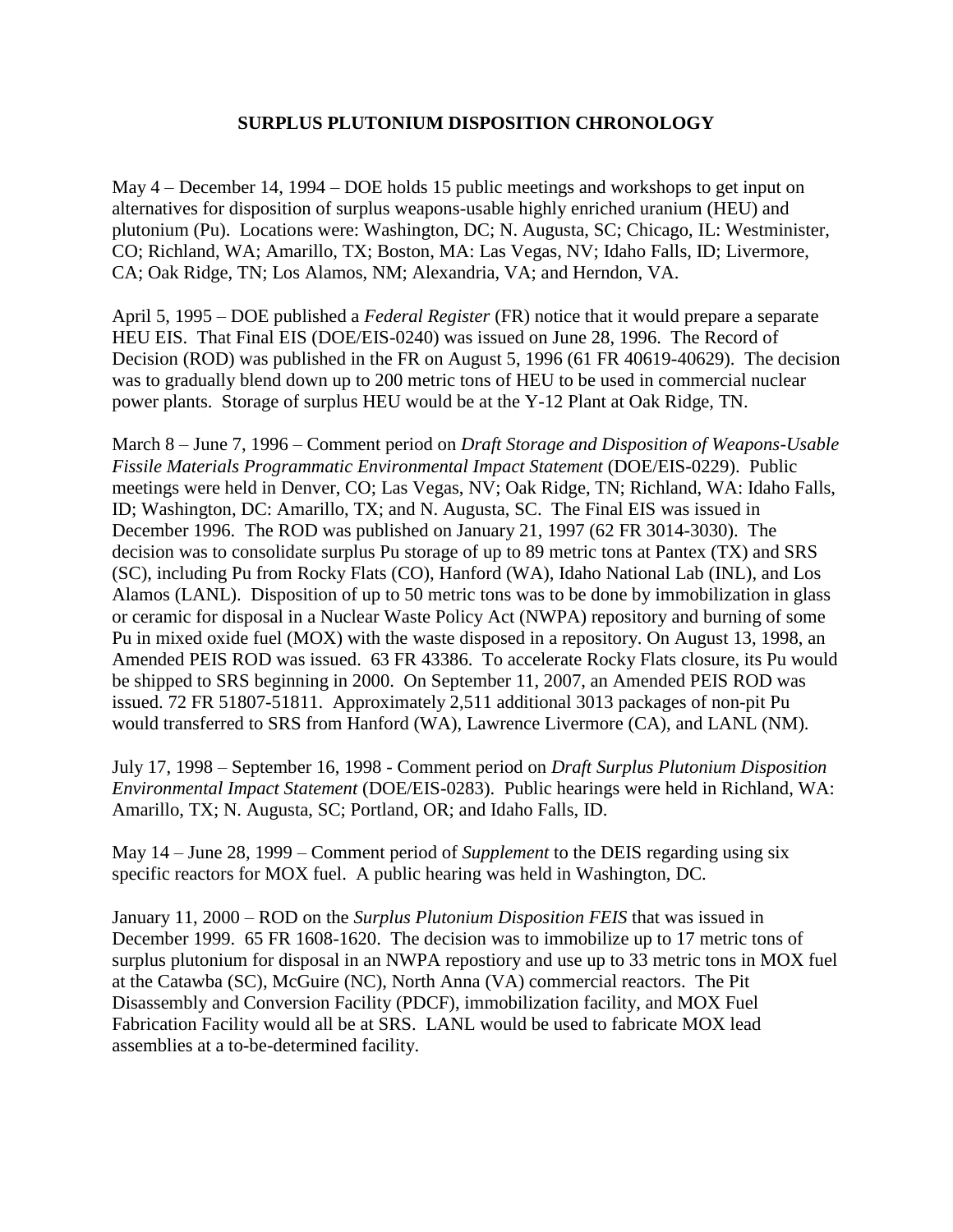**SURPLUS PLUTONIUM DISPOSITION CHRONOLOGY**

May 4 – December 14, 1994 – DOE holds 15 public meetings and workshops to get input on alternatives for disposition of surplus weapons-usable highly enriched uranium (HEU) and plutonium (Pu). Locations were: Washington, DC; N. Augusta, SC; Chicago, IL: Westminister, CO; Richland, WA; Amarillo, TX; Boston, MA: Las Vegas, NV; Idaho Falls, ID; Livermore, CA; Oak Ridge, TN; Los Alamos, NM; Alexandria, VA; and Herndon, VA.

April 5, 1995 – DOE published a *Federal Register* (FR) notice that it would prepare a separate HEU EIS. That Final EIS (DOE/EIS-0240) was issued on June 28, 1996. The Record of Decision (ROD) was published in the FR on August 5, 1996 (61 FR 40619-40629). The decision was to gradually blend down up to 200 metric tons of HEU to be used in commercial nuclear power plants. Storage of surplus HEU would be at the Y-12 Plant at Oak Ridge, TN.

March 8 – June 7, 1996 – Comment period on *Draft Storage and Disposition of Weapons-Usable Fissile Materials Programmatic Environmental Impact Statement* (DOE/EIS-0229). Public meetings were held in Denver, CO; Las Vegas, NV; Oak Ridge, TN; Richland, WA: Idaho Falls, ID; Washington, DC: Amarillo, TX; and N. Augusta, SC. The Final EIS was issued in December 1996. The ROD was published on January 21, 1997 (62 FR 3014-3030). The decision was to consolidate surplus Pu storage of up to 89 metric tons at Pantex (TX) and SRS (SC), including Pu from Rocky Flats (CO), Hanford (WA), Idaho National Lab (INL), and Los Alamos (LANL). Disposition of up to 50 metric tons was to be done by immobilization in glass or ceramic for disposal in a Nuclear Waste Policy Act (NWPA) repository and burning of some Pu in mixed oxide fuel (MOX) with the waste disposed in a repository. On August 13, 1998, an Amended PEIS ROD was issued. 63 FR 43386. To accelerate Rocky Flats closure, its Pu would be shipped to SRS beginning in 2000. On September 11, 2007, an Amended PEIS ROD was issued. 72 FR 51807-51811. Approximately 2,511 additional 3013 packages of non-pit Pu would transferred to SRS from Hanford (WA), Lawrence Livermore (CA), and LANL (NM).

July 17, 1998 – September 16, 1998 - Comment period on *Draft Surplus Plutonium Disposition Environmental Impact Statement* (DOE/EIS-0283). Public hearings were held in Richland, WA: Amarillo, TX; N. Augusta, SC; Portland, OR; and Idaho Falls, ID.

May 14 – June 28, 1999 – Comment period of *Supplement* to the DEIS regarding using six specific reactors for MOX fuel. A public hearing was held in Washington, DC.

January 11, 2000 – ROD on the *Surplus Plutonium Disposition FEIS* that was issued in December 1999. 65 FR 1608-1620. The decision was to immobilize up to 17 metric tons of surplus plutonium for disposal in an NWPA repostiory and use up to 33 metric tons in MOX fuel at the Catawba (SC), McGuire (NC), North Anna (VA) commercial reactors. The Pit Disassembly and Conversion Facility (PDCF), immobilization facility, and MOX Fuel Fabrication Facility would all be at SRS. LANL would be used to fabricate MOX lead assemblies at a to-be-determined facility.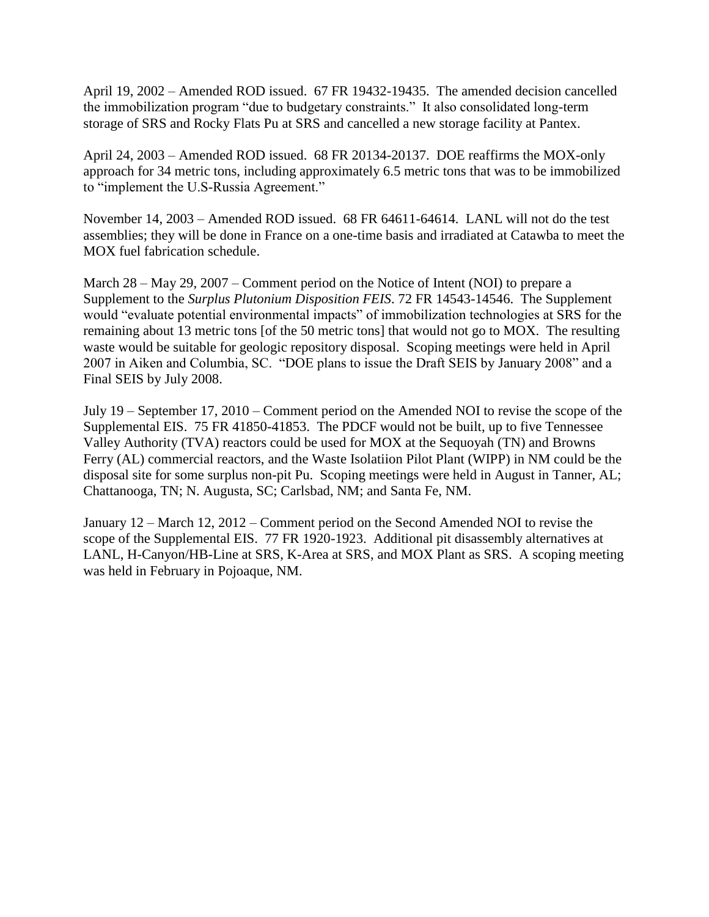April 19, 2002 – Amended ROD issued. 67 FR 19432-19435. The amended decision cancelled the immobilization program "due to budgetary constraints." It also consolidated long-term storage of SRS and Rocky Flats Pu at SRS and cancelled a new storage facility at Pantex.

April 24, 2003 – Amended ROD issued. 68 FR 20134-20137. DOE reaffirms the MOX-only approach for 34 metric tons, including approximately 6.5 metric tons that was to be immobilized to "implement the U.S-Russia Agreement."

November 14, 2003 – Amended ROD issued. 68 FR 64611-64614. LANL will not do the test assemblies; they will be done in France on a one-time basis and irradiated at Catawba to meet the MOX fuel fabrication schedule.

March 28 – May 29, 2007 – Comment period on the Notice of Intent (NOI) to prepare a Supplement to the *Surplus Plutonium Disposition FEIS*. 72 FR 14543-14546. The Supplement would "evaluate potential environmental impacts" of immobilization technologies at SRS for the remaining about 13 metric tons [of the 50 metric tons] that would not go to MOX. The resulting waste would be suitable for geologic repository disposal. Scoping meetings were held in April 2007 in Aiken and Columbia, SC. "DOE plans to issue the Draft SEIS by January 2008" and a Final SEIS by July 2008.

July 19 – September 17, 2010 – Comment period on the Amended NOI to revise the scope of the Supplemental EIS. 75 FR 41850-41853. The PDCF would not be built, up to five Tennessee Valley Authority (TVA) reactors could be used for MOX at the Sequoyah (TN) and Browns Ferry (AL) commercial reactors, and the Waste Isolatiion Pilot Plant (WIPP) in NM could be the disposal site for some surplus non-pit Pu. Scoping meetings were held in August in Tanner, AL; Chattanooga, TN; N. Augusta, SC; Carlsbad, NM; and Santa Fe, NM.

January 12 – March 12, 2012 – Comment period on the Second Amended NOI to revise the scope of the Supplemental EIS. 77 FR 1920-1923. Additional pit disassembly alternatives at LANL, H-Canyon/HB-Line at SRS, K-Area at SRS, and MOX Plant as SRS. A scoping meeting was held in February in Pojoaque, NM.